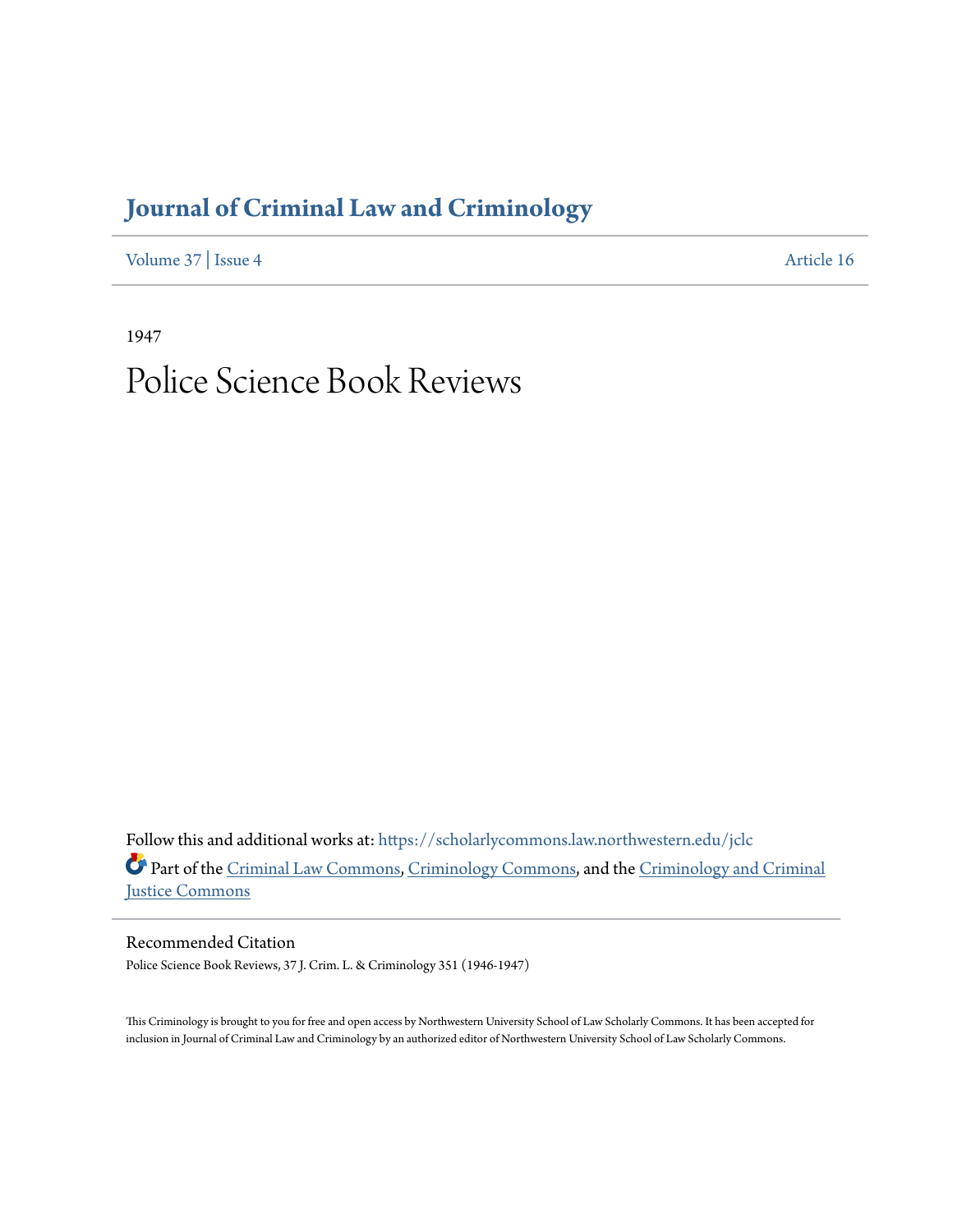# Journal of Criminal Law and Criminology

Volume 37 | Issue 4 Article 16

1947

# Police Science Book Reviews

Follow this and additional works at: https://scholarlycommons.law.northwestern.edu/jclc

Part of the Criminal Law Commons, Criminology Commons, and the Criminology and Criminal Justice Commons

## Recommended Citation

Police Science Book Reviews, 37 J. Crim. L. & Criminology 351 (1946-1947)

This Criminology is brought to you for free and open access by Northwestern University School of Law Scholarly Commons. It has been accepted for inclusion in Journal of Criminal Law and Criminology by an authorized editor of Northwestern University School of Law Scholarly Commons.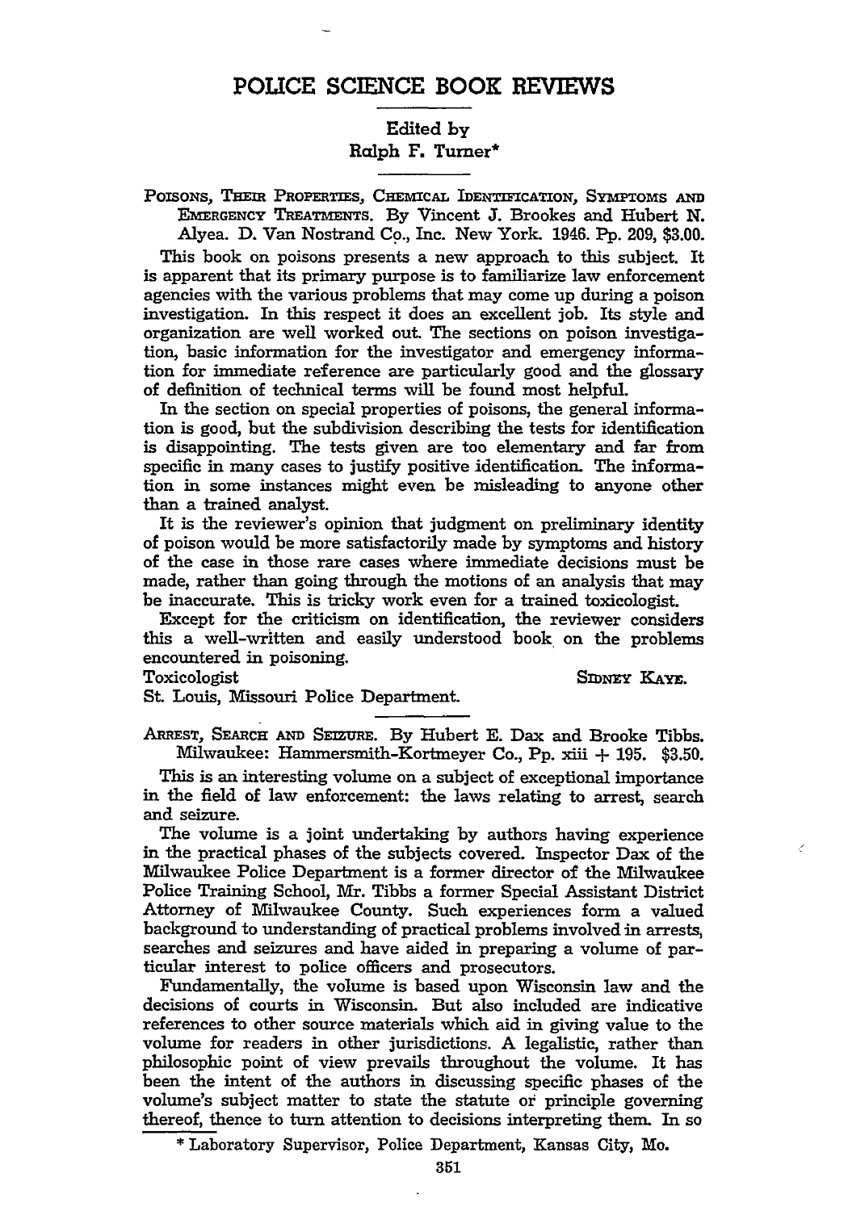# POLICE SCIENCE BOOK REVIEWS

Edited by
Ralph F. Turner*

POISONS, THEIR PROPERTIES, CHEMICAL IDENTIFICATION, SYMPTOMS AND EMERGENCY TREATMENTS. By Vincent J. Brookes and Hubert N. Alyea. D. Van Nostrand Co., Inc. New York. 1946. Pp. 209, $3.00.

This book on poisons presents a new approach to this subject. It is apparent that its primary purpose is to familiarize law enforcement agencies with the various problems that may come up during a poison investigation. In this respect it does an excellent job. Its style and organization are well worked out. The sections on poison investigation, basic information for the investigator and emergency information for immediate reference are particularly good and the glossary of definition of technical terms will be found most helpful.

In the section on special properties of poisons, the general information is good, but the subdivision describing the tests for identification is disappointing. The tests given are too elementary and far from specific in many cases to justify positive identification. The information in some instances might even be misleading to anyone other than a trained analyst.

It is the reviewer's opinion that judgment on preliminary identity of poison would be more satisfactorily made by symptoms and history of the case in those rare cases where immediate decisions must be made, rather than going through the motions of an analysis that may be inaccurate. This is tricky work even for a trained toxicologist.

Except for the criticism on identification, the reviewer considers this a well-written and easily understood book on the problems encountered in poisoning.

Toxicologist  
St. Louis, Missouri Police Department.

SIDNEY KAYE.

---

ARREST, SEARCH AND SEIZURE. By Hubert E. Dax and Brooke Tibbs. Milwaukee: Hammersmith-Kortmeyer Co., Pp. xiii + 195. $3.50.

This is an interesting volume on a subject of exceptional importance in the field of law enforcement: the laws relating to arrest, search and seizure.

The volume is a joint undertaking by authors having experience in the practical phases of the subjects covered. Inspector Dax of the Milwaukee Police Department is a former director of the Milwaukee Police Training School, Mr. Tibbs a former Special Assistant District Attorney of Milwaukee County. Such experiences form a valued background to understanding of practical problems involved in arrests, searches and seizures and have aided in preparing a volume of particular interest to police officers and prosecutors.

Fundamentally, the volume is based upon Wisconsin law and the decisions of courts in Wisconsin. But also included are indicative references to other source materials which aid in giving value to the volume for readers in other jurisdictions. A legalistic, rather than philosophic point of view prevails throughout the volume. It has been the intent of the authors in discussing specific phases of the volume's subject matter to state the statute or principle governing thereof, thence to turn attention to decisions interpreting them. In so

\* Laboratory Supervisor, Police Department, Kansas City, Mo.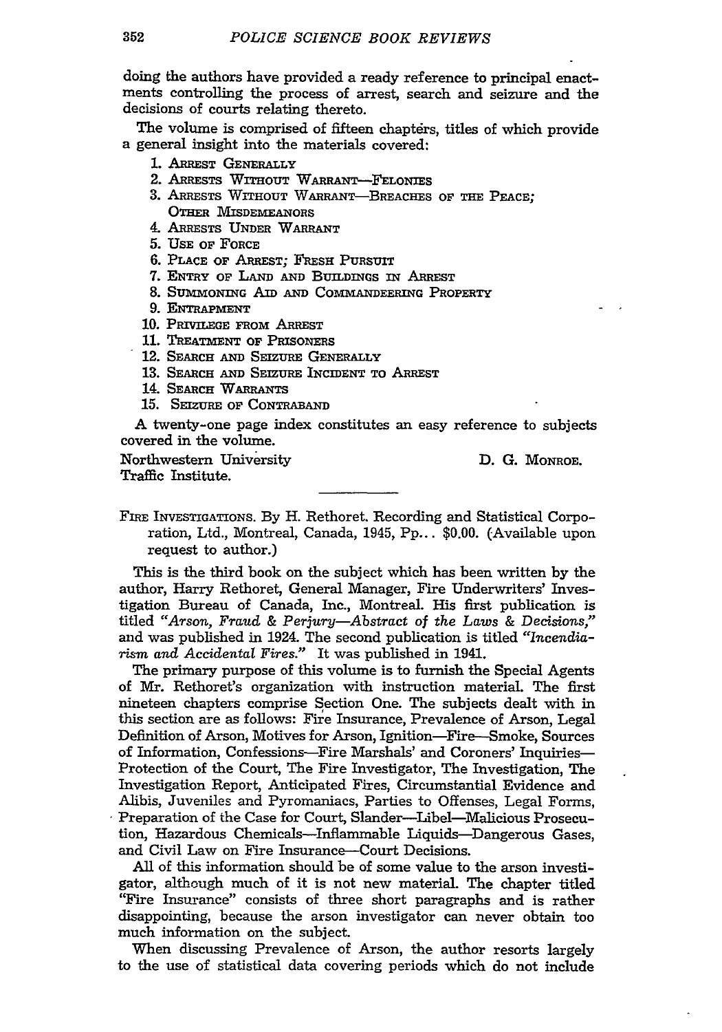doing the authors have provided a ready reference to principal enactments controlling the process of arrest, search and seizure and the decisions of courts relating thereto.

The volume is comprised of fifteen chapters, titles of which provide a general insight into the materials covered:

1. Arrest Generally
2. Arrests Without Warrant—Felonies
3. Arrests Without Warrant—Breaches of the Peace; Other Misdemeanors
4. Arrests Under Warrant
5. Use of Force
6. Place of Arrest; Fresh Pursuit
7. Entry of Land and Buildings in Arrest
8. Summoning Aid and Commandeering Property
9. Entrapment
10. Privilege from Arrest
11. Treatment of Prisoners
12. Search and Seizure Generally
13. Search and Seizure Incident to Arrest
14. Search Warrants
15. Seizure of Contraband

A twenty-one page index constitutes an easy reference to subjects covered in the volume.

Northwestern University
Traffic Institute.

D. G. Monroe.

---

Fire Investigations. By H. Rethoret. Recording and Statistical Corporation, Ltd., Montreal, Canada, 1945, Pp... $0.00. (Available upon request to author.)

This is the third book on the subject which has been written by the author, Harry Rethoret, General Manager, Fire Underwriters' Investigation Bureau of Canada, Inc., Montreal. His first publication is titled *"Arson, Fraud & Perjury—Abstract of the Laws & Decisions,"* and was published in 1924. The second publication is titled *"Incendiarism and Accidental Fires."* It was published in 1941.

The primary purpose of this volume is to furnish the Special Agents of Mr. Rethoret's organization with instruction material. The first nineteen chapters comprise Section One. The subjects dealt with in this section are as follows: Fire Insurance, Prevalence of Arson, Legal Definition of Arson, Motives for Arson, Ignition—Fire—Smoke, Sources of Information, Confessions—Fire Marshals' and Coroners' Inquiries—Protection of the Court, The Fire Investigator, The Investigation, The Investigation Report, Anticipated Fires, Circumstantial Evidence and Alibis, Juveniles and Pyromaniacs, Parties to Offenses, Legal Forms, Preparation of the Case for Court, Slander—Libel—Malicious Prosecution, Hazardous Chemicals—Inflammable Liquids—Dangerous Gases, and Civil Law on Fire Insurance—Court Decisions.

All of this information should be of some value to the arson investigator, although much of it is not new material. The chapter titled "Fire Insurance" consists of three short paragraphs and is rather disappointing, because the arson investigator can never obtain too much information on the subject.

When discussing Prevalence of Arson, the author resorts largely to the use of statistical data covering periods which do not include